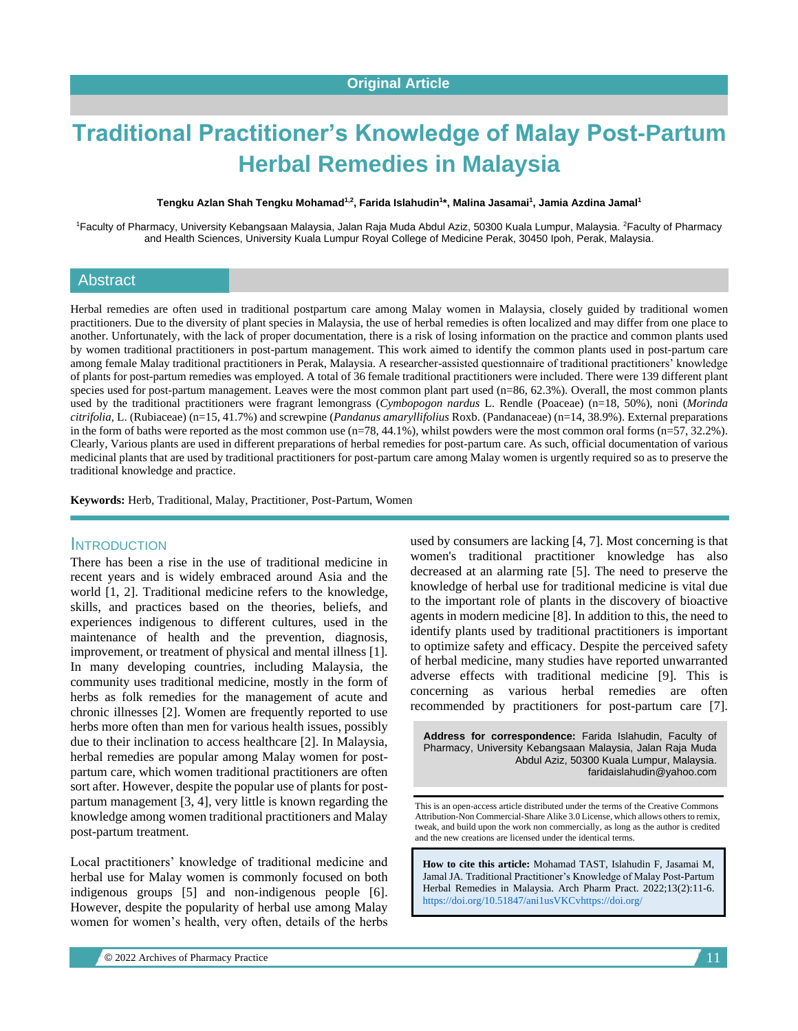Original Article

# Traditional Practitioner's Knowledge of Malay Post-Partum Herbal Remedies in Malaysia

**Tengku Azlan Shah Tengku Mohamad[1,2], Farida Islahudin[1]*, Malina Jasamai[1], Jamia Azdina Jamal[1]**

[1]Faculty of Pharmacy, University Kebangsaan Malaysia, Jalan Raja Muda Abdul Aziz, 50300 Kuala Lumpur, Malaysia. [2]Faculty of Pharmacy and Health Sciences, University Kuala Lumpur Royal College of Medicine Perak, 30450 Ipoh, Perak, Malaysia.

## Abstract

Herbal remedies are often used in traditional postpartum care among Malay women in Malaysia, closely guided by traditional women practitioners. Due to the diversity of plant species in Malaysia, the use of herbal remedies is often localized and may differ from one place to another. Unfortunately, with the lack of proper documentation, there is a risk of losing information on the practice and common plants used by women traditional practitioners in post-partum management. This work aimed to identify the common plants used in post-partum care among female Malay traditional practitioners in Perak, Malaysia. A researcher-assisted questionnaire of traditional practitioners' knowledge of plants for post-partum remedies was employed. A total of 36 female traditional practitioners were included. There were 139 different plant species used for post-partum management. Leaves were the most common plant part used (n=86, 62.3%). Overall, the most common plants used by the traditional practitioners were fragrant lemongrass (*Cymbopogon nardus* L. Rendle (Poaceae) (n=18, 50%), noni (*Morinda citrifolia*, L. (Rubiaceae) (n=15, 41.7%) and screwpine (*Pandanus amaryllifolius* Roxb. (Pandanaceae) (n=14, 38.9%). External preparations in the form of baths were reported as the most common use (n=78, 44.1%), whilst powders were the most common oral forms (n=57, 32.2%). Clearly, Various plants are used in different preparations of herbal remedies for post-partum care. As such, official documentation of various medicinal plants that are used by traditional practitioners for post-partum care among Malay women is urgently required so as to preserve the traditional knowledge and practice.

**Keywords:** Herb, Traditional, Malay, Practitioner, Post-Partum, Women

## INTRODUCTION

There has been a rise in the use of traditional medicine in recent years and is widely embraced around Asia and the world [1, 2]. Traditional medicine refers to the knowledge, skills, and practices based on the theories, beliefs, and experiences indigenous to different cultures, used in the maintenance of health and the prevention, diagnosis, improvement, or treatment of physical and mental illness [1]. In many developing countries, including Malaysia, the community uses traditional medicine, mostly in the form of herbs as folk remedies for the management of acute and chronic illnesses [2]. Women are frequently reported to use herbs more often than men for various health issues, possibly due to their inclination to access healthcare [2]. In Malaysia, herbal remedies are popular among Malay women for post-partum care, which women traditional practitioners are often sort after. However, despite the popular use of plants for post-partum management [3, 4], very little is known regarding the knowledge among women traditional practitioners and Malay post-partum treatment.

Local practitioners' knowledge of traditional medicine and herbal use for Malay women is commonly focused on both indigenous groups [5] and non-indigenous people [6]. However, despite the popularity of herbal use among Malay women for women's health, very often, details of the herbs used by consumers are lacking [4, 7]. Most concerning is that women's traditional practitioner knowledge has also decreased at an alarming rate [5]. The need to preserve the knowledge of herbal use for traditional medicine is vital due to the important role of plants in the discovery of bioactive agents in modern medicine [8]. In addition to this, the need to identify plants used by traditional practitioners is important to optimize safety and efficacy. Despite the perceived safety of herbal medicine, many studies have reported unwarranted adverse effects with traditional medicine [9]. This is concerning as various herbal remedies are often recommended by practitioners for post-partum care [7].

**Address for correspondence:** Farida Islahudin, Faculty of Pharmacy, University Kebangsaan Malaysia, Jalan Raja Muda Abdul Aziz, 50300 Kuala Lumpur, Malaysia. faridaislahudin@yahoo.com

This is an open-access article distributed under the terms of the Creative Commons Attribution-Non Commercial-Share Alike 3.0 License, which allows others to remix, tweak, and build upon the work non commercially, as long as the author is credited and the new creations are licensed under the identical terms.

**How to cite this article:** Mohamad TAST, Islahudin F, Jasamai M, Jamal JA. Traditional Practitioner's Knowledge of Malay Post-Partum Herbal Remedies in Malaysia. Arch Pharm Pract. 2022;13(2):11-6. https://doi.org/10.51847/ani1usVKCvhttps://doi.org/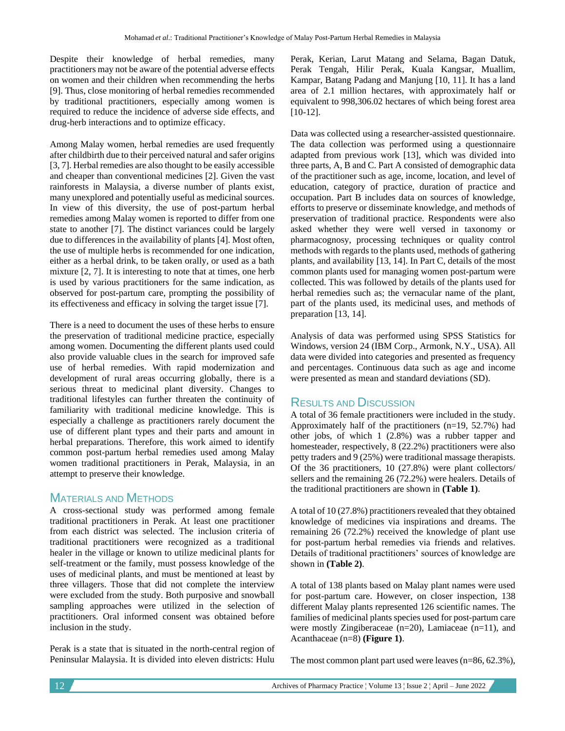Despite their knowledge of herbal remedies, many practitioners may not be aware of the potential adverse effects on women and their children when recommending the herbs [9]. Thus, close monitoring of herbal remedies recommended by traditional practitioners, especially among women is required to reduce the incidence of adverse side effects, and drug-herb interactions and to optimize efficacy.

Among Malay women, herbal remedies are used frequently after childbirth due to their perceived natural and safer origins [3, 7]. Herbal remedies are also thought to be easily accessible and cheaper than conventional medicines [2]. Given the vast rainforests in Malaysia, a diverse number of plants exist, many unexplored and potentially useful as medicinal sources. In view of this diversity, the use of post-partum herbal remedies among Malay women is reported to differ from one state to another [7]. The distinct variances could be largely due to differences in the availability of plants [4]. Most often, the use of multiple herbs is recommended for one indication, either as a herbal drink, to be taken orally, or used as a bath mixture [2, 7]. It is interesting to note that at times, one herb is used by various practitioners for the same indication, as observed for post-partum care, prompting the possibility of its effectiveness and efficacy in solving the target issue [7].

There is a need to document the uses of these herbs to ensure the preservation of traditional medicine practice, especially among women. Documenting the different plants used could also provide valuable clues in the search for improved safe use of herbal remedies. With rapid modernization and development of rural areas occurring globally, there is a serious threat to medicinal plant diversity. Changes to traditional lifestyles can further threaten the continuity of familiarity with traditional medicine knowledge. This is especially a challenge as practitioners rarely document the use of different plant types and their parts and amount in herbal preparations. Therefore, this work aimed to identify common post-partum herbal remedies used among Malay women traditional practitioners in Perak, Malaysia, in an attempt to preserve their knowledge.

## Materials and Methods

A cross-sectional study was performed among female traditional practitioners in Perak. At least one practitioner from each district was selected. The inclusion criteria of traditional practitioners were recognized as a traditional healer in the village or known to utilize medicinal plants for self-treatment or the family, must possess knowledge of the uses of medicinal plants, and must be mentioned at least by three villagers. Those that did not complete the interview were excluded from the study. Both purposive and snowball sampling approaches were utilized in the selection of practitioners. Oral informed consent was obtained before inclusion in the study.

Perak is a state that is situated in the north-central region of Peninsular Malaysia. It is divided into eleven districts: Hulu Perak, Kerian, Larut Matang and Selama, Bagan Datuk, Perak Tengah, Hilir Perak, Kuala Kangsar, Muallim, Kampar, Batang Padang and Manjung [10, 11]. It has a land area of 2.1 million hectares, with approximately half or equivalent to 998,306.02 hectares of which being forest area [10-12].

Data was collected using a researcher-assisted questionnaire. The data collection was performed using a questionnaire adapted from previous work [13], which was divided into three parts, A, B and C. Part A consisted of demographic data of the practitioner such as age, income, location, and level of education, category of practice, duration of practice and occupation. Part B includes data on sources of knowledge, efforts to preserve or disseminate knowledge, and methods of preservation of traditional practice. Respondents were also asked whether they were well versed in taxonomy or pharmacognosy, processing techniques or quality control methods with regards to the plants used, methods of gathering plants, and availability [13, 14]. In Part C, details of the most common plants used for managing women post-partum were collected. This was followed by details of the plants used for herbal remedies such as; the vernacular name of the plant, part of the plants used, its medicinal uses, and methods of preparation [13, 14].

Analysis of data was performed using SPSS Statistics for Windows, version 24 (IBM Corp., Armonk, N.Y., USA). All data were divided into categories and presented as frequency and percentages. Continuous data such as age and income were presented as mean and standard deviations (SD).

## Results and Discussion

A total of 36 female practitioners were included in the study. Approximately half of the practitioners (n=19, 52.7%) had other jobs, of which 1 (2.8%) was a rubber tapper and homesteader, respectively, 8 (22.2%) practitioners were also petty traders and 9 (25%) were traditional massage therapists. Of the 36 practitioners, 10 (27.8%) were plant collectors/ sellers and the remaining 26 (72.2%) were healers. Details of the traditional practitioners are shown in **(Table 1)**.

A total of 10 (27.8%) practitioners revealed that they obtained knowledge of medicines via inspirations and dreams. The remaining 26 (72.2%) received the knowledge of plant use for post-partum herbal remedies via friends and relatives. Details of traditional practitioners' sources of knowledge are shown in **(Table 2)**.

A total of 138 plants based on Malay plant names were used for post-partum care. However, on closer inspection, 138 different Malay plants represented 126 scientific names. The families of medicinal plants species used for post-partum care were mostly Zingiberaceae (n=20), Lamiaceae (n=11), and Acanthaceae (n=8) **(Figure 1)**.

The most common plant part used were leaves (n=86, 62.3%),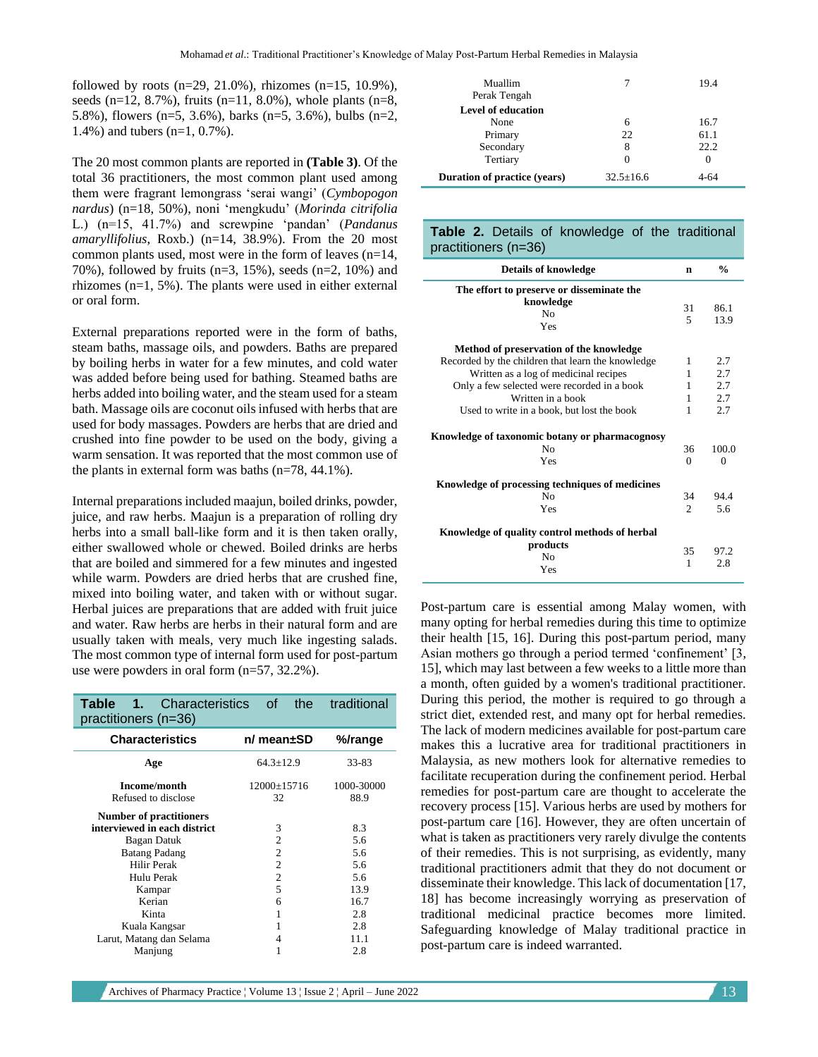followed by roots (n=29, 21.0%), rhizomes (n=15, 10.9%), seeds (n=12, 8.7%), fruits (n=11, 8.0%), whole plants (n=8, 5.8%), flowers (n=5, 3.6%), barks (n=5, 3.6%), bulbs (n=2, 1.4%) and tubers (n=1, 0.7%).

The 20 most common plants are reported in **(Table 3)**. Of the total 36 practitioners, the most common plant used among them were fragrant lemongrass 'serai wangi' (*Cymbopogon nardus*) (n=18, 50%), noni 'mengkudu' (*Morinda citrifolia* L.) (n=15, 41.7%) and screwpine 'pandan' (*Pandanus amaryllifolius*, Roxb.) (n=14, 38.9%). From the 20 most common plants used, most were in the form of leaves (n=14, 70%), followed by fruits (n=3, 15%), seeds (n=2, 10%) and rhizomes (n=1, 5%). The plants were used in either external or oral form.

External preparations reported were in the form of baths, steam baths, massage oils, and powders. Baths are prepared by boiling herbs in water for a few minutes, and cold water was added before being used for bathing. Steamed baths are herbs added into boiling water, and the steam used for a steam bath. Massage oils are coconut oils infused with herbs that are used for body massages. Powders are herbs that are dried and crushed into fine powder to be used on the body, giving a warm sensation. It was reported that the most common use of the plants in external form was baths (n=78, 44.1%).

Internal preparations included maajun, boiled drinks, powder, juice, and raw herbs. Maajun is a preparation of rolling dry herbs into a small ball-like form and it is then taken orally, either swallowed whole or chewed. Boiled drinks are herbs that are boiled and simmered for a few minutes and ingested while warm. Powders are dried herbs that are crushed fine, mixed into boiling water, and taken with or without sugar. Herbal juices are preparations that are added with fruit juice and water. Raw herbs are herbs in their natural form and are usually taken with meals, very much like ingesting salads. The most common type of internal form used for post-partum use were powders in oral form (n=57, 32.2%).

**Table 1.** Characteristics of the traditional practitioners (n=36)

| Characteristics | n/ mean±SD | %/range |
|---|---|---|
| **Age** | 64.3±12.9 | 33-83 |
| **Income/month** | 12000±15716 | 1000-30000 |
| Refused to disclose | 32 | 88.9 |
| **Number of practitioners interviewed in each district** | | |
| Bagan Datuk | 3 | 8.3 |
| Batang Padang | 2 | 5.6 |
| Hilir Perak | 2 | 5.6 |
| Hulu Perak | 2 | 5.6 |
| Kampar | 2 | 5.6 |
| Kerian | 5 | 13.9 |
| Kinta | 6 | 16.7 |
| Kuala Kangsar | 1 | 2.8 |
| Larut, Matang dan Selama | 1 | 2.8 |
| Manjung | 4 | 11.1 |
| Muallim | 1 | 2.8 |
| Perak Tengah | 7 | 19.4 |
| **Level of education** | | |
| None | 6 | 16.7 |
| Primary | 22 | 61.1 |
| Secondary | 8 | 22.2 |
| Tertiary | 0 | 0 |
| **Duration of practice (years)** | 32.5±16.6 | 4-64 |

**Table 2.** Details of knowledge of the traditional practitioners (n=36)

| Details of knowledge | n | % |
|---|---|---|
| **The effort to preserve or disseminate the knowledge** | | |
| No | 31 | 86.1 |
| Yes | 5 | 13.9 |
| **Method of preservation of the knowledge** | | |
| Recorded by the children that learn the knowledge | 1 | 2.7 |
| Written as a log of medicinal recipes | 1 | 2.7 |
| Only a few selected were recorded in a book | 1 | 2.7 |
| Written in a book | 1 | 2.7 |
| Used to write in a book, but lost the book | 1 | 2.7 |
| **Knowledge of taxonomic botany or pharmacognosy** | | |
| No | 36 | 100.0 |
| Yes | 0 | 0 |
| **Knowledge of processing techniques of medicines** | | |
| No | 34 | 94.4 |
| Yes | 2 | 5.6 |
| **Knowledge of quality control methods of herbal products** | | |
| No | 35 | 97.2 |
| Yes | 1 | 2.8 |

Post-partum care is essential among Malay women, with many opting for herbal remedies during this time to optimize their health [15, 16]. During this post-partum period, many Asian mothers go through a period termed 'confinement' [3, 15], which may last between a few weeks to a little more than a month, often guided by a women's traditional practitioner. During this period, the mother is required to go through a strict diet, extended rest, and many opt for herbal remedies. The lack of modern medicines available for post-partum care makes this a lucrative area for traditional practitioners in Malaysia, as new mothers look for alternative remedies to facilitate recuperation during the confinement period. Herbal remedies for post-partum care are thought to accelerate the recovery process [15]. Various herbs are used by mothers for post-partum care [16]. However, they are often uncertain of what is taken as practitioners very rarely divulge the contents of their remedies. This is not surprising, as evidently, many traditional practitioners admit that they do not document or disseminate their knowledge. This lack of documentation [17, 18] has become increasingly worrying as preservation of traditional medicinal practice becomes more limited. Safeguarding knowledge of Malay traditional practice in post-partum care is indeed warranted.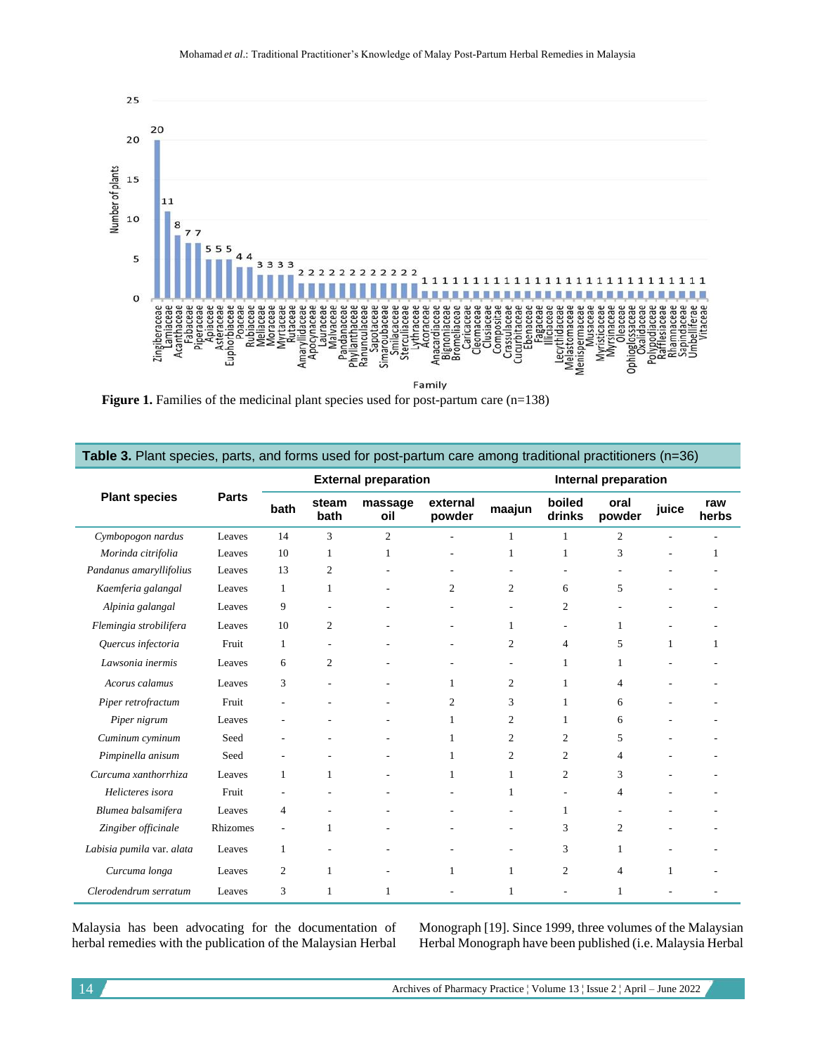**Figure 1.** Families of the medicinal plant species used for post-partum care (n=138)

**Table 3.** Plant species, parts, and forms used for post-partum care among traditional practitioners (n=36)

| Plant species | Parts | External preparation | | | | Internal preparation | | | | |
|---|---|---|---|---|---|---|---|---|---|---|
| | | bath | steam bath | massage oil | external powder | maajun | boiled drinks | oral powder | juice | raw herbs |
| *Cymbopogon nardus* | Leaves | 14 | 3 | 2 | - | 1 | 1 | 2 | - | - |
| *Morinda citrifolia* | Leaves | 10 | 1 | 1 | - | 1 | 1 | 3 | - | 1 |
| *Pandanus amaryllifolius* | Leaves | 13 | 2 | - | - | - | - | - | - | - |
| *Kaemferia galangal* | Leaves | 1 | 1 | - | 2 | 2 | 6 | 5 | - | - |
| *Alpinia galangal* | Leaves | 9 | - | - | - | - | 2 | - | - | - |
| *Flemingia strobilifera* | Leaves | 10 | 2 | - | - | 1 | - | 1 | - | - |
| *Quercus infectoria* | Fruit | 1 | - | - | - | 2 | 4 | 5 | 1 | 1 |
| *Lawsonia inermis* | Leaves | 6 | 2 | - | - | - | 1 | 1 | - | - |
| *Acorus calamus* | Leaves | 3 | - | - | 1 | 2 | 1 | 4 | - | - |
| *Piper retrofractum* | Fruit | - | - | - | 2 | 3 | 1 | 6 | - | - |
| *Piper nigrum* | Leaves | - | - | - | 1 | 2 | 1 | 6 | - | - |
| *Cuminum cyminum* | Seed | - | - | - | 1 | 2 | 2 | 5 | - | - |
| *Pimpinella anisum* | Seed | - | - | - | 1 | 2 | 2 | 4 | - | - |
| *Curcuma xanthorrhiza* | Leaves | 1 | 1 | - | 1 | 1 | 2 | 3 | - | - |
| *Helicteres isora* | Fruit | - | - | - | - | 1 | - | 4 | - | - |
| *Blumea balsamifera* | Leaves | 4 | - | - | - | - | 1 | - | - | - |
| *Zingiber officinale* | Rhizomes | - | 1 | - | - | - | 3 | 2 | - | - |
| *Labisia pumila* var. *alata* | Leaves | 1 | - | - | - | - | 3 | 1 | - | - |
| *Curcuma longa* | Leaves | 2 | 1 | - | 1 | 1 | 2 | 4 | 1 | - |
| *Clerodendrum serratum* | Leaves | 3 | 1 | 1 | - | 1 | - | 1 | - | - |

Malaysia has been advocating for the documentation of herbal remedies with the publication of the Malaysian Herbal Monograph [19]. Since 1999, three volumes of the Malaysian Herbal Monograph have been published (i.e. Malaysia Herbal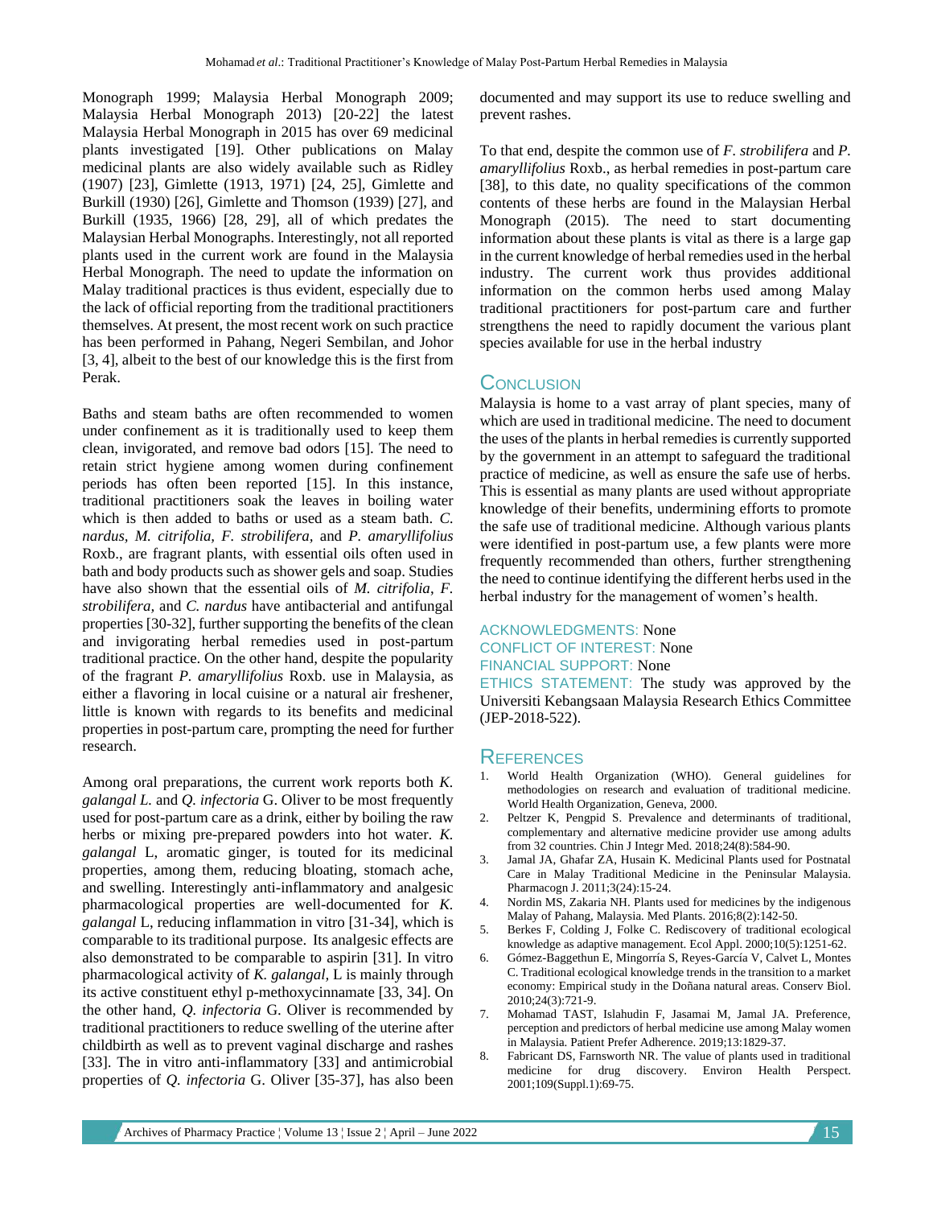Monograph 1999; Malaysia Herbal Monograph 2009; Malaysia Herbal Monograph 2013) [20-22] the latest Malaysia Herbal Monograph in 2015 has over 69 medicinal plants investigated [19]. Other publications on Malay medicinal plants are also widely available such as Ridley (1907) [23], Gimlette (1913, 1971) [24, 25], Gimlette and Burkill (1930) [26], Gimlette and Thomson (1939) [27], and Burkill (1935, 1966) [28, 29], all of which predates the Malaysian Herbal Monographs. Interestingly, not all reported plants used in the current work are found in the Malaysia Herbal Monograph. The need to update the information on Malay traditional practices is thus evident, especially due to the lack of official reporting from the traditional practitioners themselves. At present, the most recent work on such practice has been performed in Pahang, Negeri Sembilan, and Johor [3, 4], albeit to the best of our knowledge this is the first from Perak.

Baths and steam baths are often recommended to women under confinement as it is traditionally used to keep them clean, invigorated, and remove bad odors [15]. The need to retain strict hygiene among women during confinement periods has often been reported [15]. In this instance, traditional practitioners soak the leaves in boiling water which is then added to baths or used as a steam bath. *C. nardus*, *M. citrifolia, F. strobilifera,* and *P. amaryllifolius* Roxb., are fragrant plants, with essential oils often used in bath and body products such as shower gels and soap. Studies have also shown that the essential oils of *M. citrifolia*, *F. strobilifera,* and *C. nardus* have antibacterial and antifungal properties [30-32], further supporting the benefits of the clean and invigorating herbal remedies used in post-partum traditional practice. On the other hand, despite the popularity of the fragrant *P. amaryllifolius* Roxb. use in Malaysia, as either a flavoring in local cuisine or a natural air freshener, little is known with regards to its benefits and medicinal properties in post-partum care, prompting the need for further research.

Among oral preparations, the current work reports both *K. galangal L.* and *Q. infectoria* G. Oliver to be most frequently used for post-partum care as a drink, either by boiling the raw herbs or mixing pre-prepared powders into hot water. *K. galangal* L, aromatic ginger, is touted for its medicinal properties, among them, reducing bloating, stomach ache, and swelling. Interestingly anti-inflammatory and analgesic pharmacological properties are well-documented for *K. galangal* L, reducing inflammation in vitro [31-34], which is comparable to its traditional purpose. Its analgesic effects are also demonstrated to be comparable to aspirin [31]. In vitro pharmacological activity of *K. galangal,* L is mainly through its active constituent ethyl p-methoxycinnamate [33, 34]. On the other hand, *Q. infectoria* G. Oliver is recommended by traditional practitioners to reduce swelling of the uterine after childbirth as well as to prevent vaginal discharge and rashes [33]. The in vitro anti-inflammatory [33] and antimicrobial properties of *Q. infectoria* G. Oliver [35-37], has also been documented and may support its use to reduce swelling and prevent rashes.

To that end, despite the common use of *F. strobilifera* and *P. amaryllifolius* Roxb., as herbal remedies in post-partum care [38], to this date, no quality specifications of the common contents of these herbs are found in the Malaysian Herbal Monograph (2015). The need to start documenting information about these plants is vital as there is a large gap in the current knowledge of herbal remedies used in the herbal industry. The current work thus provides additional information on the common herbs used among Malay traditional practitioners for post-partum care and further strengthens the need to rapidly document the various plant species available for use in the herbal industry

## Conclusion

Malaysia is home to a vast array of plant species, many of which are used in traditional medicine. The need to document the uses of the plants in herbal remedies is currently supported by the government in an attempt to safeguard the traditional practice of medicine, as well as ensure the safe use of herbs. This is essential as many plants are used without appropriate knowledge of their benefits, undermining efforts to promote the safe use of traditional medicine. Although various plants were identified in post-partum use, a few plants were more frequently recommended than others, further strengthening the need to continue identifying the different herbs used in the herbal industry for the management of women's health.

ACKNOWLEDGMENTS: None

CONFLICT OF INTEREST: None

FINANCIAL SUPPORT: None

ETHICS STATEMENT: The study was approved by the Universiti Kebangsaan Malaysia Research Ethics Committee (JEP-2018-522).

## References

1. World Health Organization (WHO). General guidelines for methodologies on research and evaluation of traditional medicine. World Health Organization, Geneva, 2000.
2. Peltzer K, Pengpid S. Prevalence and determinants of traditional, complementary and alternative medicine provider use among adults from 32 countries. Chin J Integr Med. 2018;24(8):584-90.
3. Jamal JA, Ghafar ZA, Husain K. Medicinal Plants used for Postnatal Care in Malay Traditional Medicine in the Peninsular Malaysia. Pharmacogn J. 2011;3(24):15-24.
4. Nordin MS, Zakaria NH. Plants used for medicines by the indigenous Malay of Pahang, Malaysia. Med Plants. 2016;8(2):142-50.
5. Berkes F, Colding J, Folke C. Rediscovery of traditional ecological knowledge as adaptive management. Ecol Appl. 2000;10(5):1251-62.
6. Gómez-Baggethun E, Mingorría S, Reyes-García V, Calvet L, Montes C. Traditional ecological knowledge trends in the transition to a market economy: Empirical study in the Doñana natural areas. Conserv Biol. 2010;24(3):721-9.
7. Mohamad TAST, Islahudin F, Jasamai M, Jamal JA. Preference, perception and predictors of herbal medicine use among Malay women in Malaysia. Patient Prefer Adherence. 2019;13:1829-37.
8. Fabricant DS, Farnsworth NR. The value of plants used in traditional medicine for drug discovery. Environ Health Perspect. 2001;109(Suppl.1):69-75.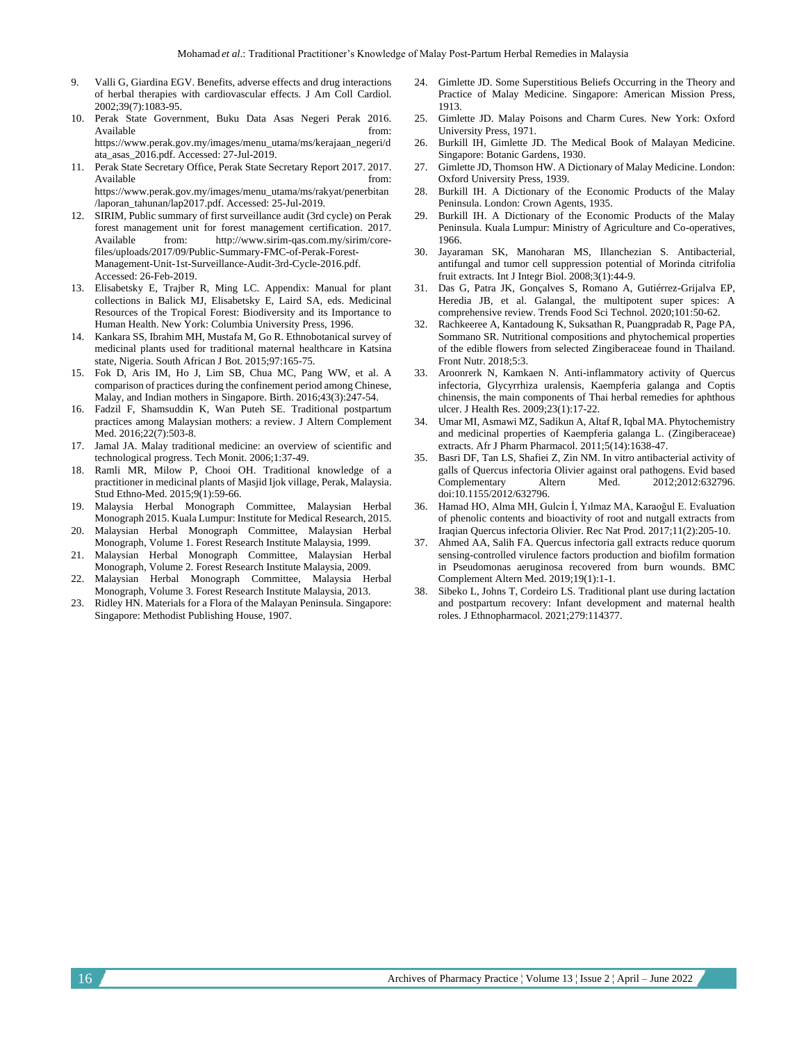9. Valli G, Giardina EGV. Benefits, adverse effects and drug interactions of herbal therapies with cardiovascular effects. J Am Coll Cardiol. 2002;39(7):1083-95.
10. Perak State Government, Buku Data Asas Negeri Perak 2016. Available from: https://www.perak.gov.my/images/menu_utama/ms/kerajaan_negeri/data_asas_2016.pdf. Accessed: 27-Jul-2019.
11. Perak State Secretary Office, Perak State Secretary Report 2017. 2017. Available from: https://www.perak.gov.my/images/menu_utama/ms/rakyat/penerbitan/laporan_tahunan/lap2017.pdf. Accessed: 25-Jul-2019.
12. SIRIM, Public summary of first surveillance audit (3rd cycle) on Perak forest management unit for forest management certification. 2017. Available from: http://www.sirim-qas.com.my/sirim/core-files/uploads/2017/09/Public-Summary-FMC-of-Perak-Forest-Management-Unit-1st-Surveillance-Audit-3rd-Cycle-2016.pdf. Accessed: 26-Feb-2019.
13. Elisabetsky E, Trajber R, Ming LC. Appendix: Manual for plant collections in Balick MJ, Elisabetsky E, Laird SA, eds. Medicinal Resources of the Tropical Forest: Biodiversity and its Importance to Human Health. New York: Columbia University Press, 1996.
14. Kankara SS, Ibrahim MH, Mustafa M, Go R. Ethnobotanical survey of medicinal plants used for traditional maternal healthcare in Katsina state, Nigeria. South African J Bot. 2015;97:165-75.
15. Fok D, Aris IM, Ho J, Lim SB, Chua MC, Pang WW, et al. A comparison of practices during the confinement period among Chinese, Malay, and Indian mothers in Singapore. Birth. 2016;43(3):247-54.
16. Fadzil F, Shamsuddin K, Wan Puteh SE. Traditional postpartum practices among Malaysian mothers: a review. J Altern Complement Med. 2016;22(7):503-8.
17. Jamal JA. Malay traditional medicine: an overview of scientific and technological progress. Tech Monit. 2006;1:37-49.
18. Ramli MR, Milow P, Chooi OH. Traditional knowledge of a practitioner in medicinal plants of Masjid Ijok village, Perak, Malaysia. Stud Ethno-Med. 2015;9(1):59-66.
19. Malaysia Herbal Monograph Committee, Malaysian Herbal Monograph 2015. Kuala Lumpur: Institute for Medical Research, 2015.
20. Malaysian Herbal Monograph Committee, Malaysian Herbal Monograph, Volume 1. Forest Research Institute Malaysia, 1999.
21. Malaysian Herbal Monograph Committee, Malaysian Herbal Monograph, Volume 2. Forest Research Institute Malaysia, 2009.
22. Malaysian Herbal Monograph Committee, Malaysia Herbal Monograph, Volume 3. Forest Research Institute Malaysia, 2013.
23. Ridley HN. Materials for a Flora of the Malayan Peninsula. Singapore: Singapore: Methodist Publishing House, 1907.
24. Gimlette JD. Some Superstitious Beliefs Occurring in the Theory and Practice of Malay Medicine. Singapore: American Mission Press, 1913.
25. Gimlette JD. Malay Poisons and Charm Cures. New York: Oxford University Press, 1971.
26. Burkill IH, Gimlette JD. The Medical Book of Malayan Medicine. Singapore: Botanic Gardens, 1930.
27. Gimlette JD, Thomson HW. A Dictionary of Malay Medicine. London: Oxford University Press, 1939.
28. Burkill IH. A Dictionary of the Economic Products of the Malay Peninsula. London: Crown Agents, 1935.
29. Burkill IH. A Dictionary of the Economic Products of the Malay Peninsula. Kuala Lumpur: Ministry of Agriculture and Co-operatives, 1966.
30. Jayaraman SK, Manoharan MS, Illanchezian S. Antibacterial, antifungal and tumor cell suppression potential of Morinda citrifolia fruit extracts. Int J Integr Biol. 2008;3(1):44-9.
31. Das G, Patra JK, Gonçalves S, Romano A, Gutiérrez-Grijalva EP, Heredia JB, et al. Galangal, the multipotent super spices: A comprehensive review. Trends Food Sci Technol. 2020;101:50-62.
32. Rachkeeree A, Kantadoung K, Suksathan R, Puangpradab R, Page PA, Sommano SR. Nutritional compositions and phytochemical properties of the edible flowers from selected Zingiberaceae found in Thailand. Front Nutr. 2018;5:3.
33. Aroonrerk N, Kamkaen N. Anti-inflammatory activity of Quercus infectoria, Glycyrrhiza uralensis, Kaempferia galanga and Coptis chinensis, the main components of Thai herbal remedies for aphthous ulcer. J Health Res. 2009;23(1):17-22.
34. Umar MI, Asmawi MZ, Sadikun A, Altaf R, Iqbal MA. Phytochemistry and medicinal properties of Kaempferia galanga L. (Zingiberaceae) extracts. Afr J Pharm Pharmacol. 2011;5(14):1638-47.
35. Basri DF, Tan LS, Shafiei Z, Zin NM. In vitro antibacterial activity of galls of Quercus infectoria Olivier against oral pathogens. Evid based Complementary Altern Med. 2012;2012:632796. doi:10.1155/2012/632796.
36. Hamad HO, Alma MH, Gulcin İ, Yılmaz MA, Karaoğul E. Evaluation of phenolic contents and bioactivity of root and nutgall extracts from Iraqian Quercus infectoria Olivier. Rec Nat Prod. 2017;11(2):205-10.
37. Ahmed AA, Salih FA. Quercus infectoria gall extracts reduce quorum sensing-controlled virulence factors production and biofilm formation in Pseudomonas aeruginosa recovered from burn wounds. BMC Complement Altern Med. 2019;19(1):1-1.
38. Sibeko L, Johns T, Cordeiro LS. Traditional plant use during lactation and postpartum recovery: Infant development and maternal health roles. J Ethnopharmacol. 2021;279:114377.